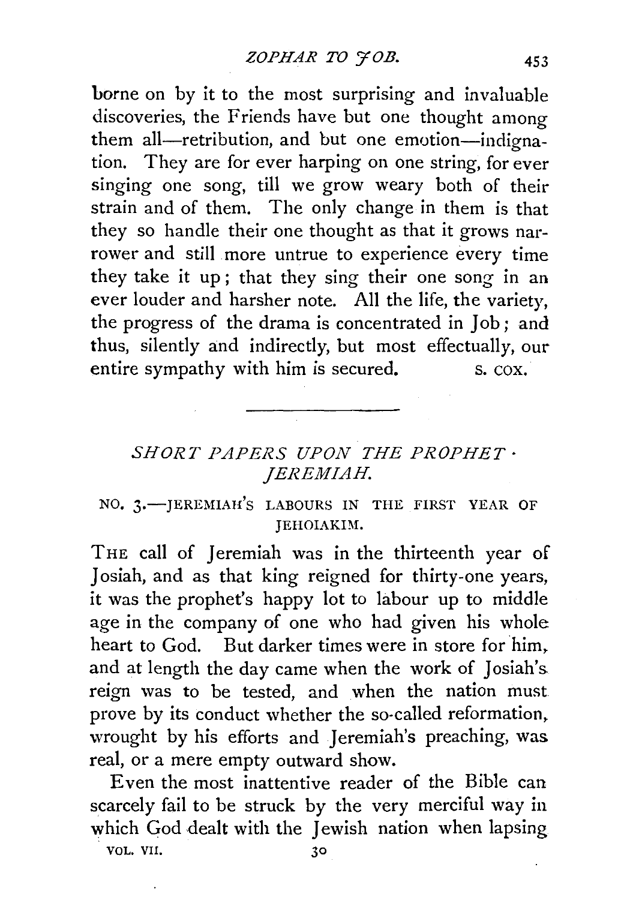borne on by it to the most surprising and invaluable discoveries, the Friends have but one thought among them all—retribution, and but one emotion—indignation. They are for ever harping on one string, for ever singing one song, till we grow weary both of their strain and of them. The only change in them is that they so handle their one thought as that it grows narrower and still more untrue to experience every time they take it up; that they sing their one song in an ever louder and harsher note. All the life, the variety, the progress of the drama is concentrated in Job; and thus, silently and indirectly, but most effectually, our entire sympathy with him is secured.

S. COX.

---

## *SHORT PAPERS UPON THE PROPHET JEREMIAH.*

### NO. 3.—JEREMIAH'S LABOURS IN THE FIRST YEAR OF JEHOIAKIM.

THE call of Jeremiah was in the thirteenth year of Josiah, and as that king reigned for thirty-one years, it was the prophet's happy lot to labour up to middle age in the company of one who had given his whole heart to God. But darker times were in store for him, and at length the day came when the work of Josiah's reign was to be tested, and when the nation must prove by its conduct whether the so-called reformation, wrought by his efforts and Jeremiah's preaching, was real, or a mere empty outward show.

Even the most inattentive reader of the Bible can scarcely fail to be struck by the very merciful way in which God dealt with the Jewish nation when lapsing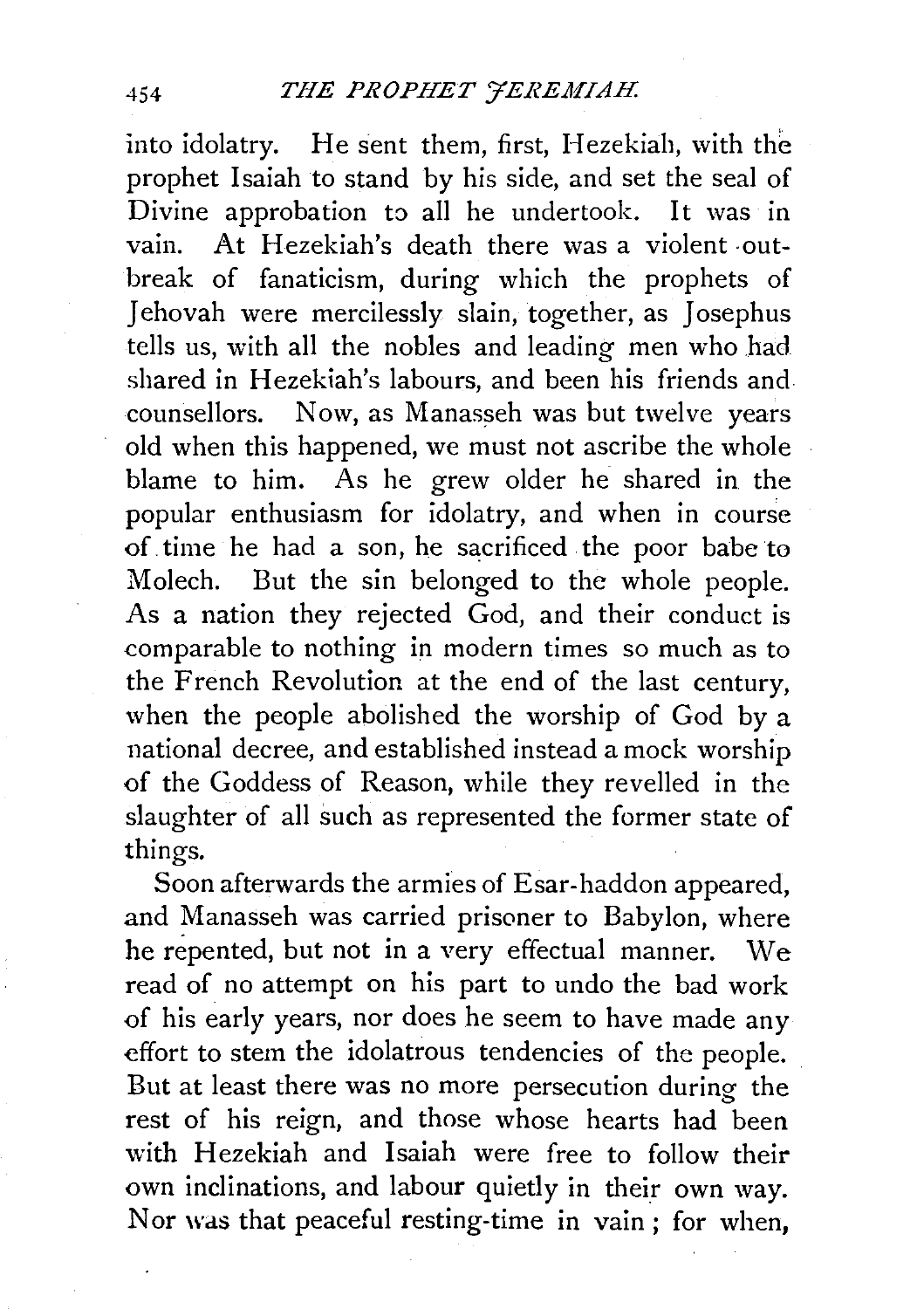into idolatry. He sent them, first, Hezekiah, with the prophet Isaiah to stand by his side, and set the seal of Divine approbation to all he undertook. It was in vain. At Hezekiah's death there was a violent outbreak of fanaticism, during which the prophets of Jehovah were mercilessly slain, together, as Josephus tells us, with all the nobles and leading men who had shared in Hezekiah's labours, and been his friends and counsellors. Now, as Manasseh was but twelve years old when this happened, we must not ascribe the whole blame to him. As he grew older he shared in the popular enthusiasm for idolatry, and when in course of time he had a son, he sacrificed the poor babe to Molech. But the sin belonged to the whole people. As a nation they rejected God, and their conduct is comparable to nothing in modern times so much as to the French Revolution at the end of the last century, when the people abolished the worship of God by a national decree, and established instead a mock worship of the Goddess of Reason, while they revelled in the slaughter of all such as represented the former state of things.

Soon afterwards the armies of Esar-haddon appeared, and Manasseh was carried prisoner to Babylon, where he repented, but not in a very effectual manner. We read of no attempt on his part to undo the bad work of his early years, nor does he seem to have made any effort to stem the idolatrous tendencies of the people. But at least there was no more persecution during the rest of his reign, and those whose hearts had been with Hezekiah and Isaiah were free to follow their own inclinations, and labour quietly in their own way. Nor was that peaceful resting-time in vain; for when,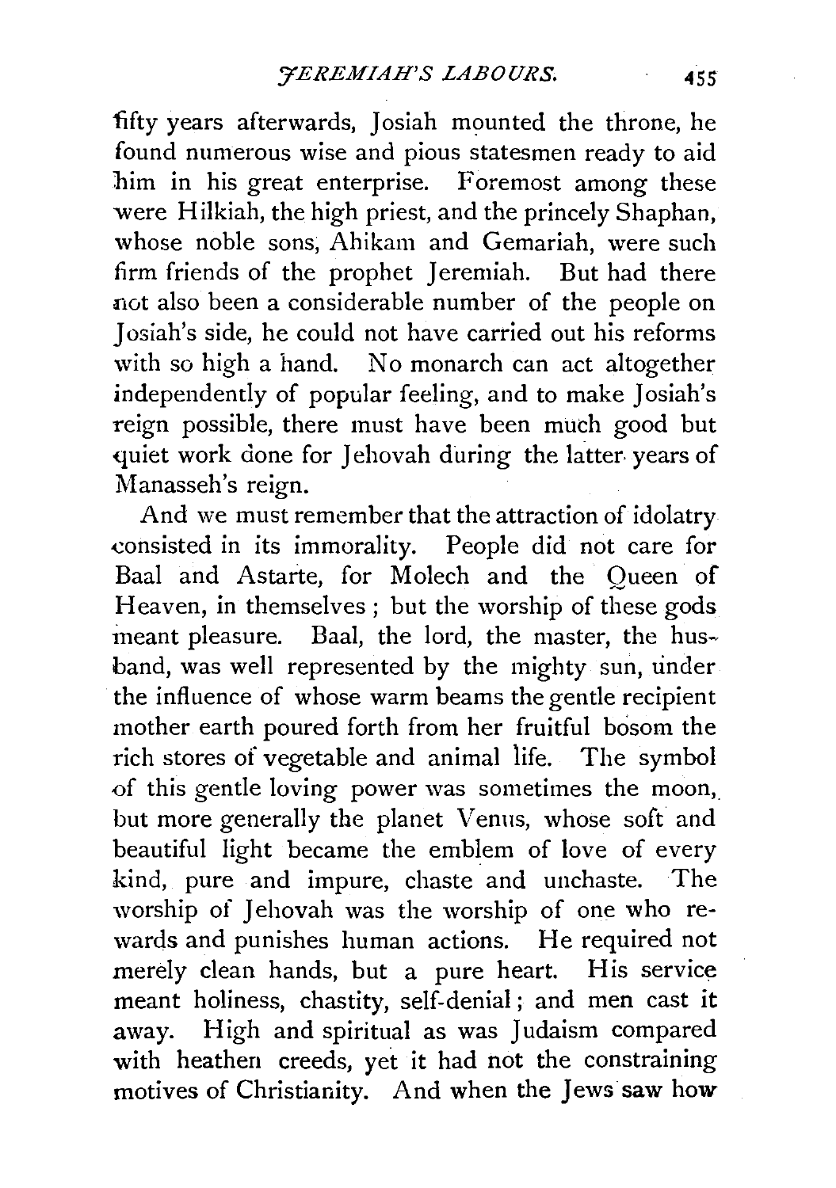fifty years afterwards, Josiah mounted the throne, he found numerous wise and pious statesmen ready to aid him in his great enterprise. Foremost among these were Hilkiah, the high priest, and the princely Shaphan, whose noble sons, Ahikam and Gemariah, were such firm friends of the prophet Jeremiah. But had there not also been a considerable number of the people on Josiah's side, he could not have carried out his reforms with so high a hand. No monarch can act altogether independently of popular feeling, and to make Josiah's reign possible, there must have been much good but quiet work done for Jehovah during the latter years of Manasseh's reign.

And we must remember that the attraction of idolatry consisted in its immorality. People did not care for Baal and Astarte, for Molech and the Queen of Heaven, in themselves; but the worship of these gods meant pleasure. Baal, the lord, the master, the husband, was well represented by the mighty sun, under the influence of whose warm beams the gentle recipient mother earth poured forth from her fruitful bosom the rich stores of vegetable and animal life. The symbol of this gentle loving power was sometimes the moon, but more generally the planet Venus, whose soft and beautiful light became the emblem of love of every kind, pure and impure, chaste and unchaste. The worship of Jehovah was the worship of one who rewards and punishes human actions. He required not merely clean hands, but a pure heart. His service meant holiness, chastity, self-denial; and men cast it away. High and spiritual as was Judaism compared with heathen creeds, yet it had not the constraining motives of Christianity. And when the Jews saw how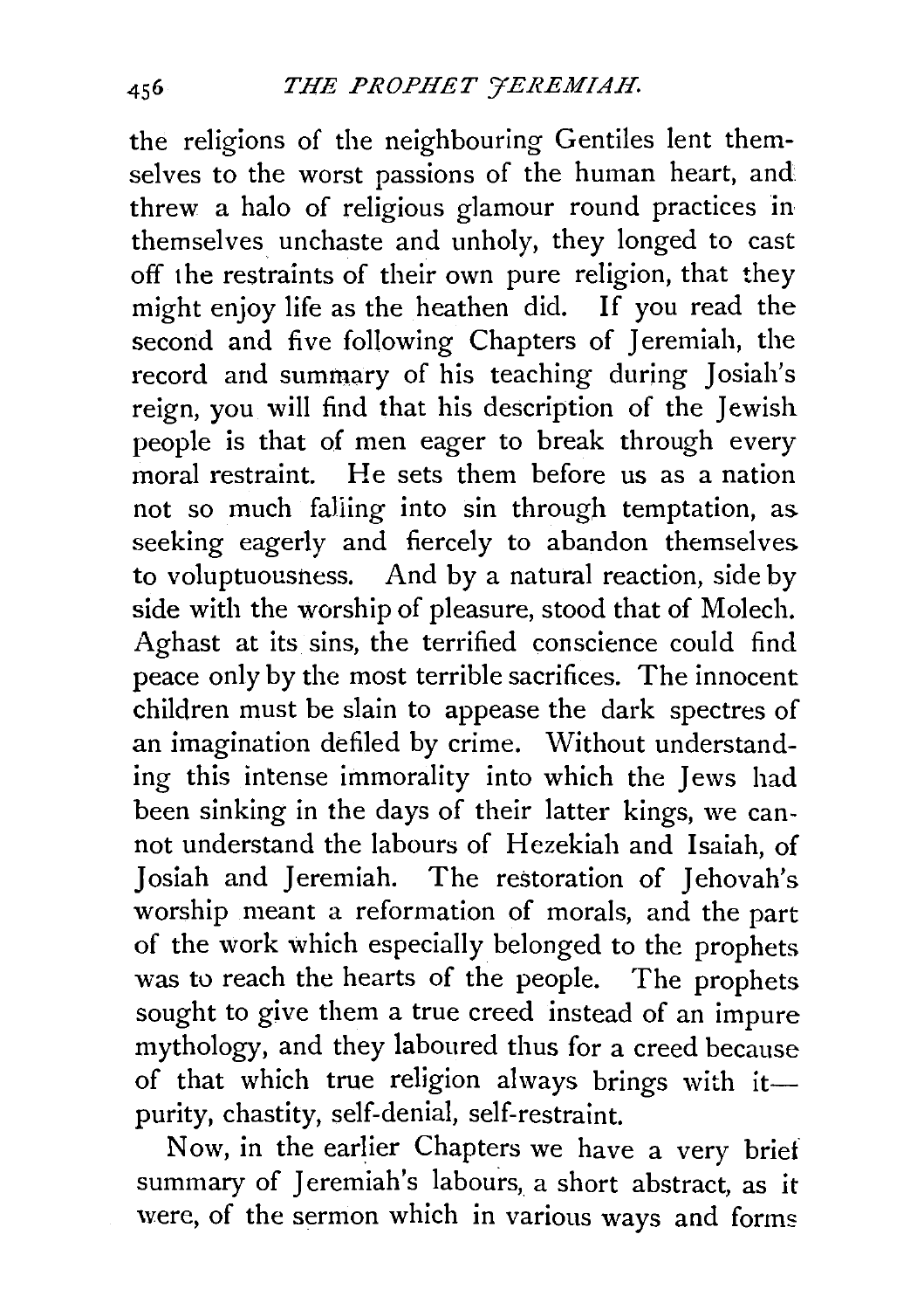the religions of the neighbouring Gentiles lent themselves to the worst passions of the human heart, and threw a halo of religious glamour round practices in themselves unchaste and unholy, they longed to cast off the restraints of their own pure religion, that they might enjoy life as the heathen did. If you read the second and five following Chapters of Jeremiah, the record and summary of his teaching during Josiah's reign, you will find that his description of the Jewish people is that of men eager to break through every moral restraint. He sets them before us as a nation not so much falling into sin through temptation, as seeking eagerly and fiercely to abandon themselves to voluptuousness. And by a natural reaction, side by side with the worship of pleasure, stood that of Molech. Aghast at its sins, the terrified conscience could find peace only by the most terrible sacrifices. The innocent children must be slain to appease the dark spectres of an imagination defiled by crime. Without understanding this intense immorality into which the Jews had been sinking in the days of their latter kings, we cannot understand the labours of Hezekiah and Isaiah, of Josiah and Jeremiah. The restoration of Jehovah's worship meant a reformation of morals, and the part of the work which especially belonged to the prophets was to reach the hearts of the people. The prophets sought to give them a true creed instead of an impure mythology, and they laboured thus for a creed because of that which true religion always brings with it—purity, chastity, self-denial, self-restraint.

Now, in the earlier Chapters we have a very brief summary of Jeremiah's labours, a short abstract, as it were, of the sermon which in various ways and forms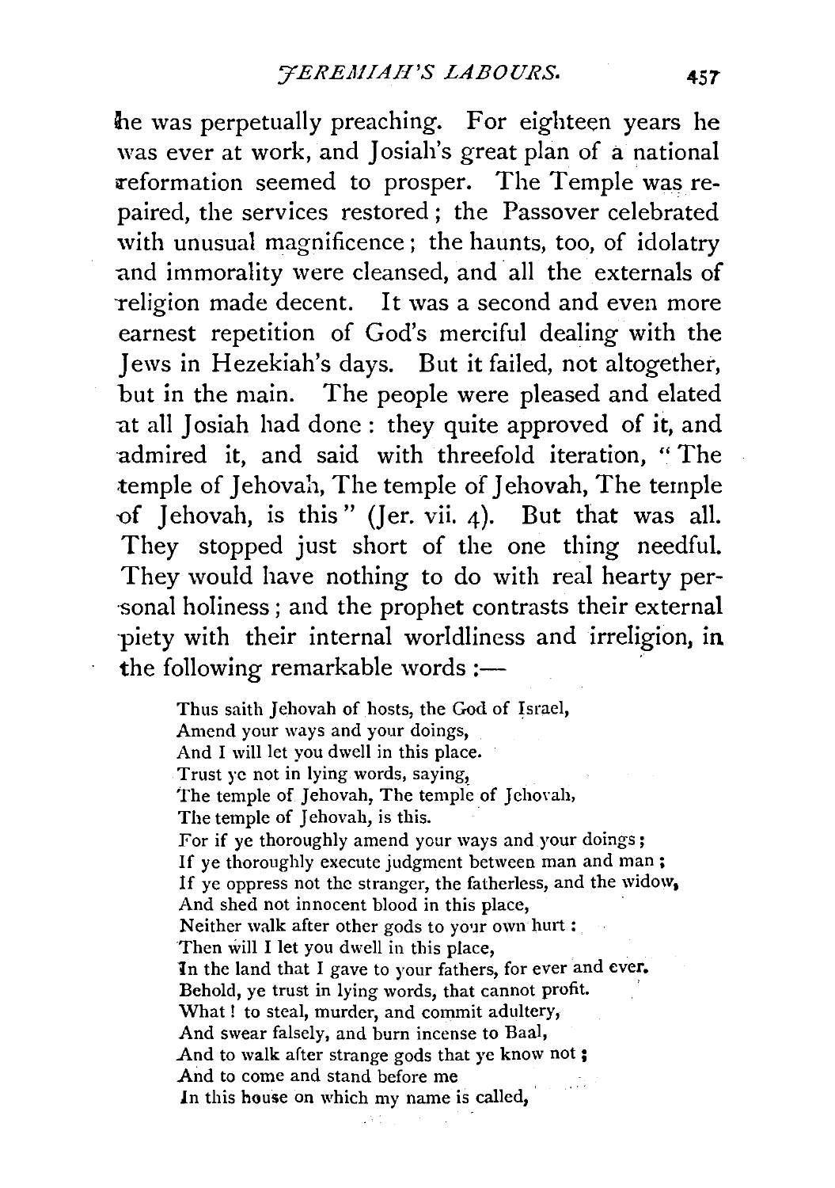he was perpetually preaching. For eighteen years he was ever at work, and Josiah's great plan of a national reformation seemed to prosper. The Temple was repaired, the services restored; the Passover celebrated with unusual magnificence; the haunts, too, of idolatry and immorality were cleansed, and all the externals of religion made decent. It was a second and even more earnest repetition of God's merciful dealing with the Jews in Hezekiah's days. But it failed, not altogether, but in the main. The people were pleased and elated at all Josiah had done: they quite approved of it, and admired it, and said with threefold iteration, "The temple of Jehovah, The temple of Jehovah, The temple of Jehovah, is this" (Jer. vii. 4). But that was all. They stopped just short of the one thing needful. They would have nothing to do with real hearty personal holiness; and the prophet contrasts their external piety with their internal worldliness and irreligion, in the following remarkable words:—

> Thus saith Jehovah of hosts, the God of Israel,
> Amend your ways and your doings,
> And I will let you dwell in this place.
> Trust ye not in lying words, saying,
> The temple of Jehovah, The temple of Jehovah,
> The temple of Jehovah, is this.
> For if ye thoroughly amend your ways and your doings;
> If ye thoroughly execute judgment between man and man;
> If ye oppress not the stranger, the fatherless, and the widow,
> And shed not innocent blood in this place,
> Neither walk after other gods to your own hurt:
> Then will I let you dwell in this place,
> In the land that I gave to your fathers, for ever and ever.
> Behold, ye trust in lying words, that cannot profit.
> What! to steal, murder, and commit adultery,
> And swear falsely, and burn incense to Baal,
> And to walk after strange gods that ye know not;
> And to come and stand before me
> In this house on which my name is called,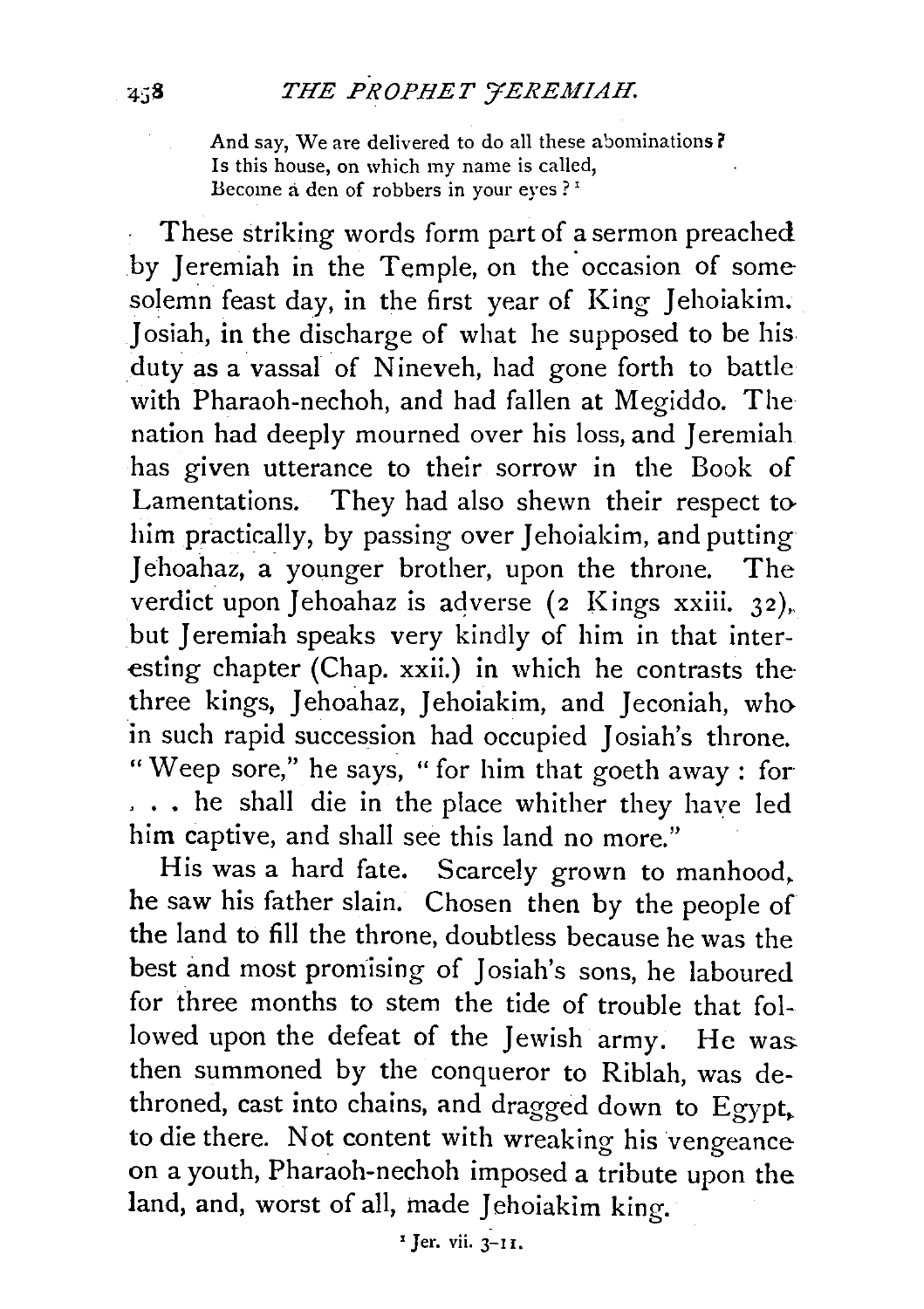> And say, We are delivered to do all these abominations?
> Is this house, on which my name is called,
> Become a den of robbers in your eyes? [1]

These striking words form part of a sermon preached by Jeremiah in the Temple, on the occasion of some solemn feast day, in the first year of King Jehoiakim. Josiah, in the discharge of what he supposed to be his duty as a vassal of Nineveh, had gone forth to battle with Pharaoh-nechoh, and had fallen at Megiddo. The nation had deeply mourned over his loss, and Jeremiah has given utterance to their sorrow in the Book of Lamentations. They had also shewn their respect to him practically, by passing over Jehoiakim, and putting Jehoahaz, a younger brother, upon the throne. The verdict upon Jehoahaz is adverse (2 Kings xxiii. 32), but Jeremiah speaks very kindly of him in that interesting chapter (Chap. xxii.) in which he contrasts the three kings, Jehoahaz, Jehoiakim, and Jeconiah, who in such rapid succession had occupied Josiah's throne. "Weep sore," he says, "for him that goeth away: for . . . he shall die in the place whither they have led him captive, and shall see this land no more."

His was a hard fate. Scarcely grown to manhood, he saw his father slain. Chosen then by the people of the land to fill the throne, doubtless because he was the best and most promising of Josiah's sons, he laboured for three months to stem the tide of trouble that followed upon the defeat of the Jewish army. He was then summoned by the conqueror to Riblah, was dethroned, cast into chains, and dragged down to Egypt, to die there. Not content with wreaking his vengeance on a youth, Pharaoh-nechoh imposed a tribute upon the land, and, worst of all, made Jehoiakim king.

[1] Jer. vii. 3–11.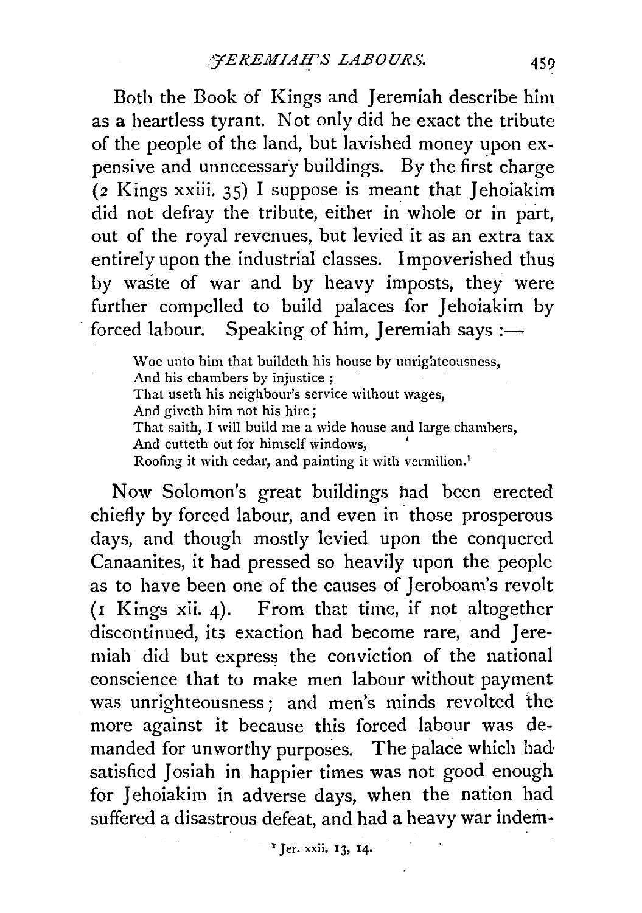Both the Book of Kings and Jeremiah describe him as a heartless tyrant. Not only did he exact the tribute of the people of the land, but lavished money upon expensive and unnecessary buildings. By the first charge (2 Kings xxiii. 35) I suppose is meant that Jehoiakim did not defray the tribute, either in whole or in part, out of the royal revenues, but levied it as an extra tax entirely upon the industrial classes. Impoverished thus by waste of war and by heavy imposts, they were further compelled to build palaces for Jehoiakim by forced labour. Speaking of him, Jeremiah says :—

> Woe unto him that buildeth his house by unrighteousness,
> And his chambers by injustice ;
> That useth his neighbour's service without wages,
> And giveth him not his hire ;
> That saith, I will build me a wide house and large chambers,
> And cutteth out for himself windows,
> Roofing it with cedar, and painting it with vermilion.[1]

Now Solomon's great buildings had been erected chiefly by forced labour, and even in those prosperous days, and though mostly levied upon the conquered Canaanites, it had pressed so heavily upon the people as to have been one of the causes of Jeroboam's revolt (1 Kings xii. 4). From that time, if not altogether discontinued, its exaction had become rare, and Jeremiah did but express the conviction of the national conscience that to make men labour without payment was unrighteousness; and men's minds revolted the more against it because this forced labour was demanded for unworthy purposes. The palace which had satisfied Josiah in happier times was not good enough for Jehoiakim in adverse days, when the nation had suffered a disastrous defeat, and had a heavy war indem-

[1] Jer. xxii. 13, 14.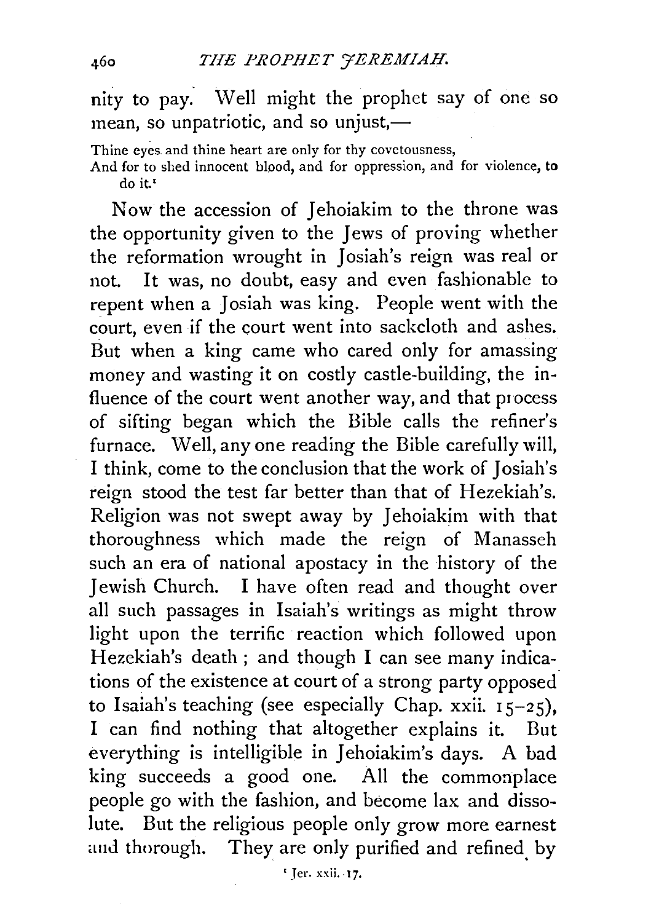nity to pay. Well might the prophet say of one so mean, so unpatriotic, and so unjust,—

Thine eyes and thine heart are only for thy covetousness,
And for to shed innocent blood, and for oppression, and for violence, to do it.[1]

Now the accession of Jehoiakim to the throne was the opportunity given to the Jews of proving whether the reformation wrought in Josiah's reign was real or not. It was, no doubt, easy and even fashionable to repent when a Josiah was king. People went with the court, even if the court went into sackcloth and ashes. But when a king came who cared only for amassing money and wasting it on costly castle-building, the influence of the court went another way, and that process of sifting began which the Bible calls the refiner's furnace. Well, any one reading the Bible carefully will, I think, come to the conclusion that the work of Josiah's reign stood the test far better than that of Hezekiah's. Religion was not swept away by Jehoiakim with that thoroughness which made the reign of Manasseh such an era of national apostacy in the history of the Jewish Church. I have often read and thought over all such passages in Isaiah's writings as might throw light upon the terrific reaction which followed upon Hezekiah's death; and though I can see many indications of the existence at court of a strong party opposed to Isaiah's teaching (see especially Chap. xxii. 15–25), I can find nothing that altogether explains it. But everything is intelligible in Jehoiakim's days. A bad king succeeds a good one. All the commonplace people go with the fashion, and become lax and dissolute. But the religious people only grow more earnest and thorough. They are only purified and refined by

[1] Jer. xxii. 17.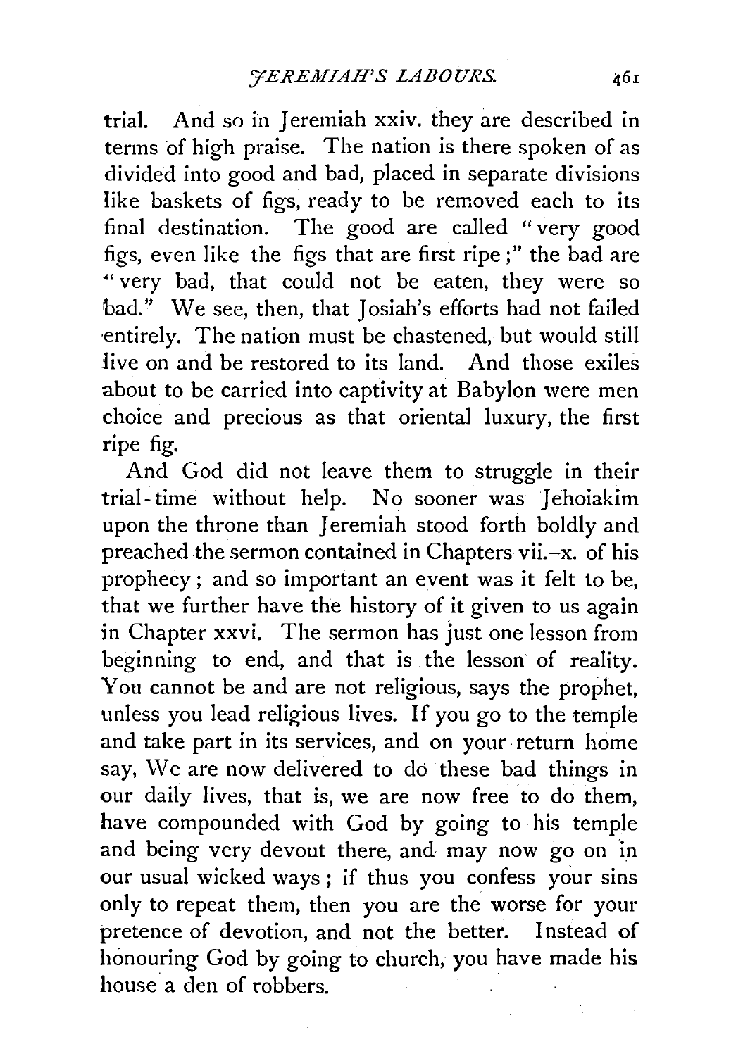trial. And so in Jeremiah xxiv. they are described in terms of high praise. The nation is there spoken of as divided into good and bad, placed in separate divisions like baskets of figs, ready to be removed each to its final destination. The good are called "very good figs, even like the figs that are first ripe;" the bad are "very bad, that could not be eaten, they were so bad." We see, then, that Josiah's efforts had not failed entirely. The nation must be chastened, but would still live on and be restored to its land. And those exiles about to be carried into captivity at Babylon were men choice and precious as that oriental luxury, the first ripe fig.

And God did not leave them to struggle in their trial-time without help. No sooner was Jehoiakim upon the throne than Jeremiah stood forth boldly and preached the sermon contained in Chapters vii.–x. of his prophecy; and so important an event was it felt to be, that we further have the history of it given to us again in Chapter xxvi. The sermon has just one lesson from beginning to end, and that is the lesson of reality. You cannot be and are not religious, says the prophet, unless you lead religious lives. If you go to the temple and take part in its services, and on your return home say, We are now delivered to do these bad things in our daily lives, that is, we are now free to do them, have compounded with God by going to his temple and being very devout there, and may now go on in our usual wicked ways; if thus you confess your sins only to repeat them, then you are the worse for your pretence of devotion, and not the better. Instead of honouring God by going to church, you have made his house a den of robbers.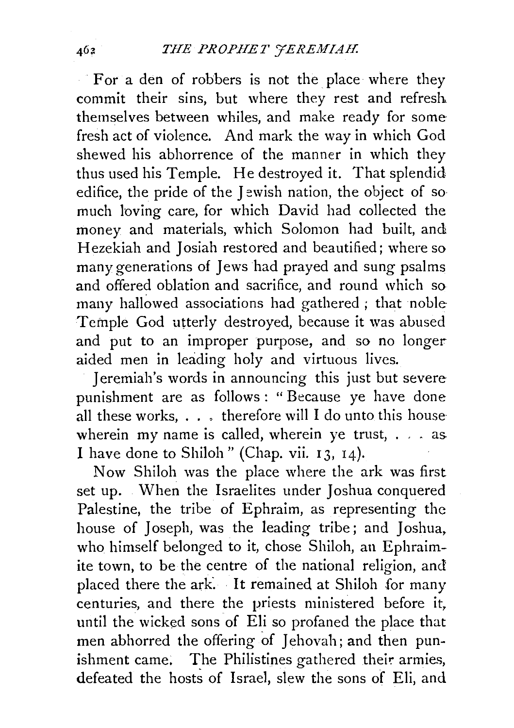For a den of robbers is not the place where they commit their sins, but where they rest and refresh themselves between whiles, and make ready for some fresh act of violence. And mark the way in which God shewed his abhorrence of the manner in which they thus used his Temple. He destroyed it. That splendid edifice, the pride of the Jewish nation, the object of so much loving care, for which David had collected the money and materials, which Solomon had built, and Hezekiah and Josiah restored and beautified; where so many generations of Jews had prayed and sung psalms and offered oblation and sacrifice, and round which so many hallowed associations had gathered; that noble Temple God utterly destroyed, because it was abused and put to an improper purpose, and so no longer aided men in leading holy and virtuous lives.

Jeremiah's words in announcing this just but severe punishment are as follows: "Because ye have done all these works, . . . therefore will I do unto this house wherein my name is called, wherein ye trust, . . . as I have done to Shiloh" (Chap. vii. 13, 14).

Now Shiloh was the place where the ark was first set up. When the Israelites under Joshua conquered Palestine, the tribe of Ephraim, as representing the house of Joseph, was the leading tribe; and Joshua, who himself belonged to it, chose Shiloh, an Ephraimite town, to be the centre of the national religion, and placed there the ark. It remained at Shiloh for many centuries, and there the priests ministered before it, until the wicked sons of Eli so profaned the place that men abhorred the offering of Jehovah; and then punishment came. The Philistines gathered their armies, defeated the hosts of Israel, slew the sons of Eli, and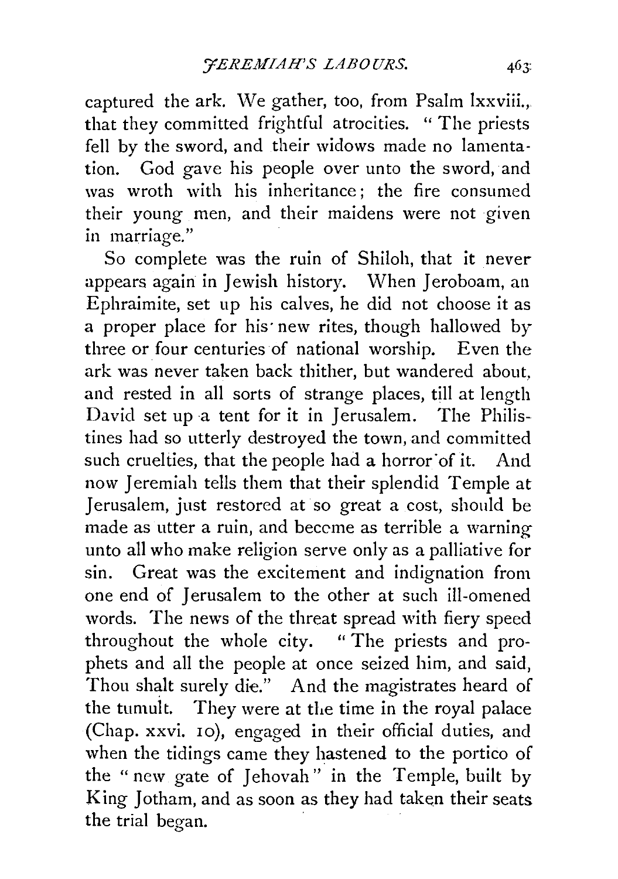captured the ark. We gather, too, from Psalm lxxviii., that they committed frightful atrocities. "The priests fell by the sword, and their widows made no lamentation. God gave his people over unto the sword, and was wroth with his inheritance; the fire consumed their young men, and their maidens were not given in marriage."

So complete was the ruin of Shiloh, that it never appears again in Jewish history. When Jeroboam, an Ephraimite, set up his calves, he did not choose it as a proper place for his new rites, though hallowed by three or four centuries of national worship. Even the ark was never taken back thither, but wandered about, and rested in all sorts of strange places, till at length David set up a tent for it in Jerusalem. The Philistines had so utterly destroyed the town, and committed such cruelties, that the people had a horror of it. And now Jeremiah tells them that their splendid Temple at Jerusalem, just restored at so great a cost, should be made as utter a ruin, and become as terrible a warning unto all who make religion serve only as a palliative for sin. Great was the excitement and indignation from one end of Jerusalem to the other at such ill-omened words. The news of the threat spread with fiery speed throughout the whole city. "The priests and prophets and all the people at once seized him, and said, Thou shalt surely die." And the magistrates heard of the tumult. They were at the time in the royal palace (Chap. xxvi. 10), engaged in their official duties, and when the tidings came they hastened to the portico of the "new gate of Jehovah" in the Temple, built by King Jotham, and as soon as they had taken their seats the trial began.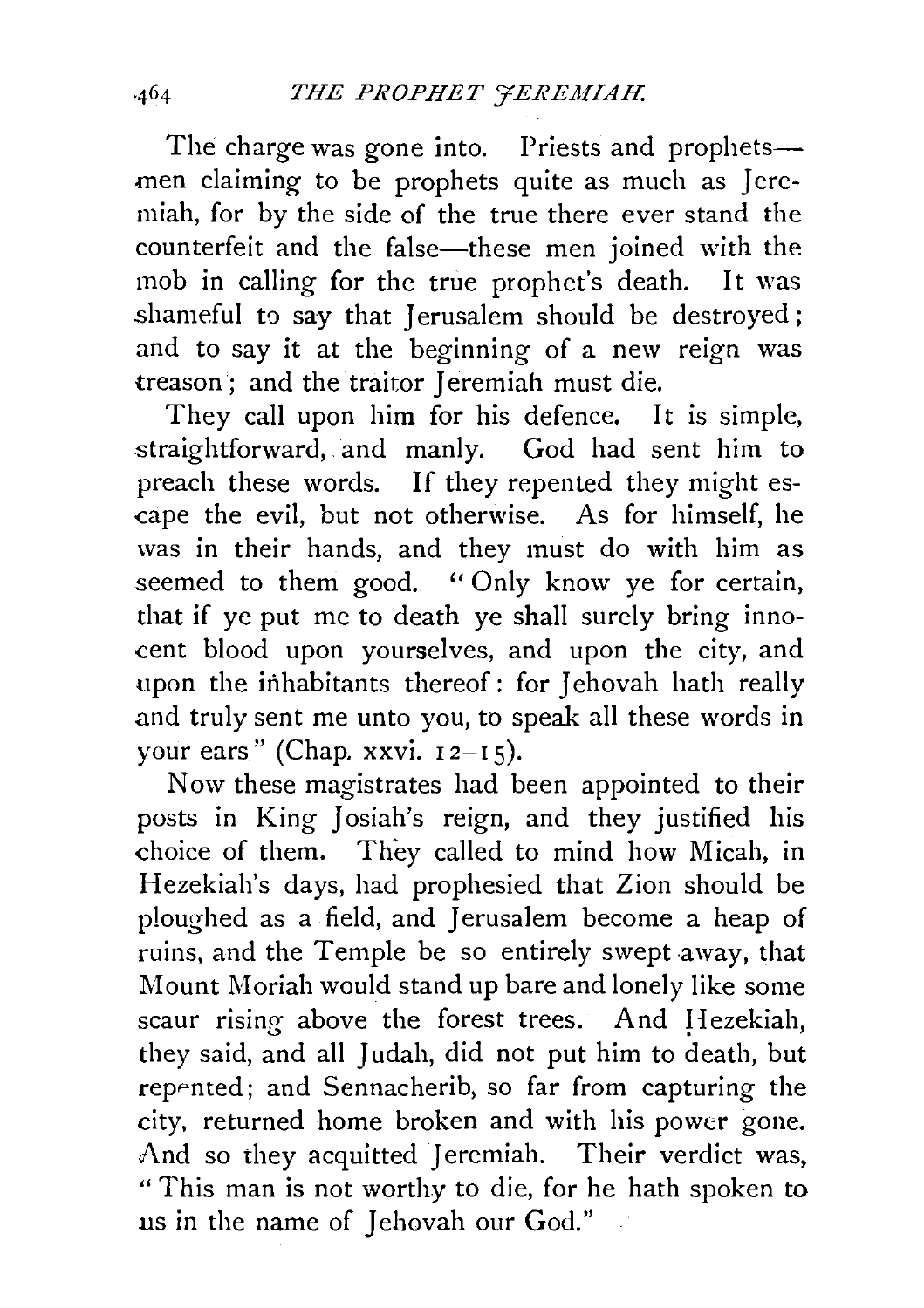The charge was gone into. Priests and prophets—men claiming to be prophets quite as much as Jeremiah, for by the side of the true there ever stand the counterfeit and the false—these men joined with the mob in calling for the true prophet's death. It was shameful to say that Jerusalem should be destroyed; and to say it at the beginning of a new reign was treason; and the traitor Jeremiah must die.

They call upon him for his defence. It is simple, straightforward, and manly. God had sent him to preach these words. If they repented they might escape the evil, but not otherwise. As for himself, he was in their hands, and they must do with him as seemed to them good. "Only know ye for certain, that if ye put me to death ye shall surely bring innocent blood upon yourselves, and upon the city, and upon the inhabitants thereof: for Jehovah hath really and truly sent me unto you, to speak all these words in your ears" (Chap. xxvi. 12–15).

Now these magistrates had been appointed to their posts in King Josiah's reign, and they justified his choice of them. They called to mind how Micah, in Hezekiah's days, had prophesied that Zion should be ploughed as a field, and Jerusalem become a heap of ruins, and the Temple be so entirely swept away, that Mount Moriah would stand up bare and lonely like some scaur rising above the forest trees. And Hezekiah, they said, and all Judah, did not put him to death, but repented; and Sennacherib, so far from capturing the city, returned home broken and with his power gone. And so they acquitted Jeremiah. Their verdict was, "This man is not worthy to die, for he hath spoken to us in the name of Jehovah our God."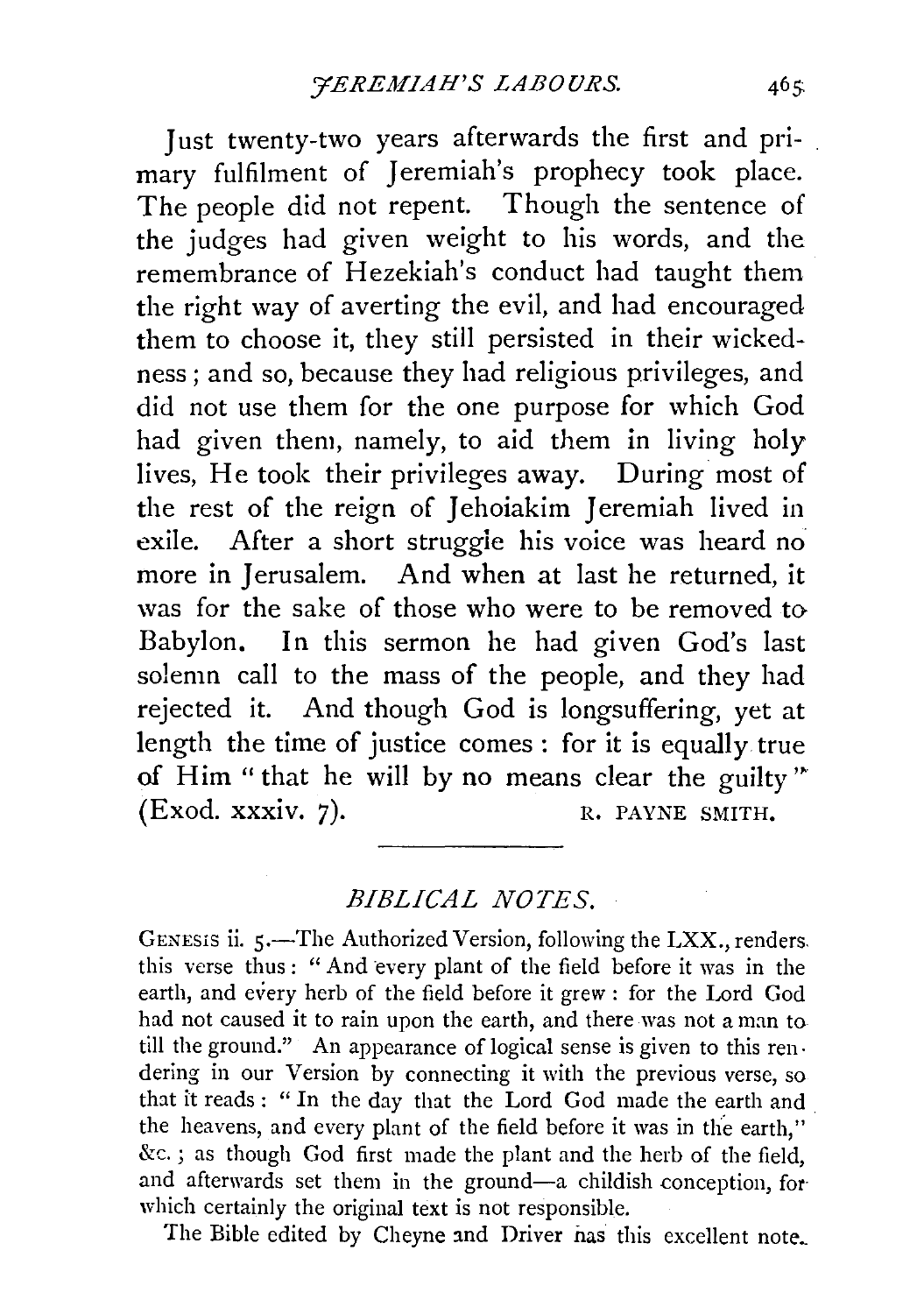Just twenty-two years afterwards the first and primary fulfilment of Jeremiah's prophecy took place. The people did not repent. Though the sentence of the judges had given weight to his words, and the remembrance of Hezekiah's conduct had taught them the right way of averting the evil, and had encouraged them to choose it, they still persisted in their wickedness; and so, because they had religious privileges, and did not use them for the one purpose for which God had given them, namely, to aid them in living holy lives, He took their privileges away. During most of the rest of the reign of Jehoiakim Jeremiah lived in exile. After a short struggle his voice was heard no more in Jerusalem. And when at last he returned, it was for the sake of those who were to be removed to Babylon. In this sermon he had given God's last solemn call to the mass of the people, and they had rejected it. And though God is longsuffering, yet at length the time of justice comes: for it is equally true of Him "that he will by no means clear the guilty" (Exod. xxxiv. 7).

R. PAYNE SMITH.

## *BIBLICAL NOTES.*

GENESIS ii. 5.—The Authorized Version, following the LXX., renders this verse thus: "And every plant of the field before it was in the earth, and every herb of the field before it grew: for the Lord God had not caused it to rain upon the earth, and there was not a man to till the ground." An appearance of logical sense is given to this rendering in our Version by connecting it with the previous verse, so that it reads: "In the day that the Lord God made the earth and the heavens, and every plant of the field before it was in the earth," &c.; as though God first made the plant and the herb of the field, and afterwards set them in the ground—a childish conception, for which certainly the original text is not responsible.

The Bible edited by Cheyne and Driver has this excellent note.